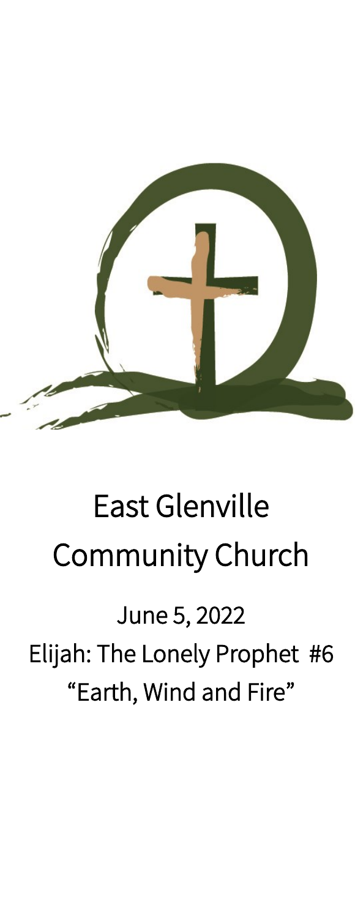# East Glenville Community Church

June 5, 2022

Elijah: The Lonely Prophet #6

"Earth, Wind and Fire"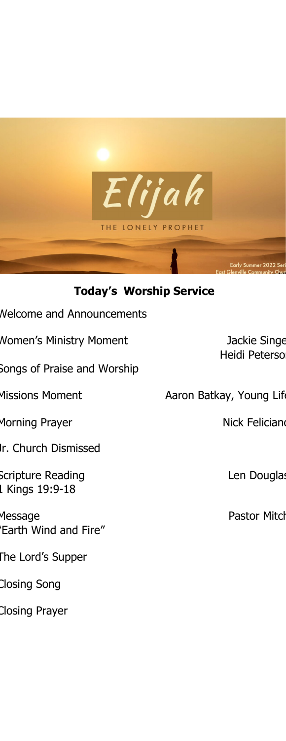## Today's Worship Service

| | |
|---|---|
| Welcome and Announcements | |
| Women's Ministry Moment | Jackie Singe<br>Heidi Peterso |
| Songs of Praise and Worship | |
| Missions Moment | Aaron Batkay, Young Lif |
| Morning Prayer | Nick Felician |
| Jr. Church Dismissed | |
| Scripture Reading<br>1 Kings 19:9-18 | Len Dougla |
| Message<br>"Earth Wind and Fire" | Pastor Mitc |
| The Lord's Supper | |
| Closing Song | |
| Closing Prayer | |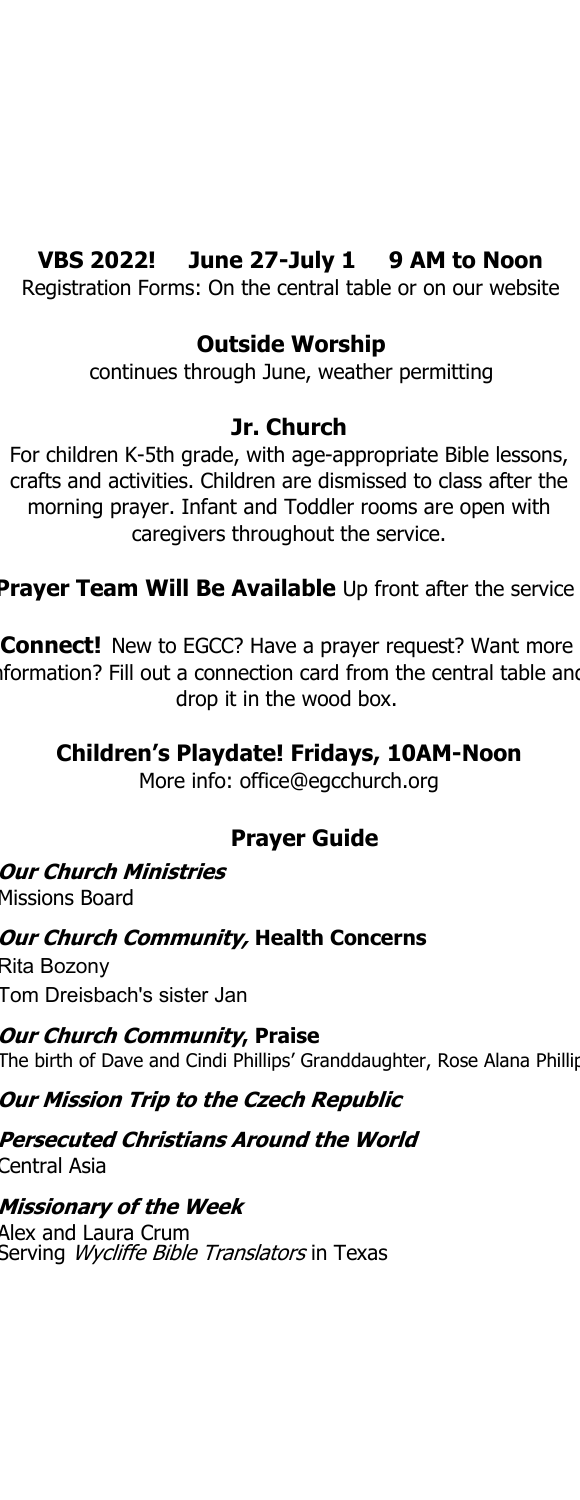**VBS 2022!  June 27-July 1  9 AM to Noon**

Registration Forms: On the central table or on our website

**Outside Worship**

continues through June, weather permitting

**Jr. Church**

For children K-5th grade, with age-appropriate Bible lessons, crafts and activities. Children are dismissed to class after the morning prayer. Infant and Toddler rooms are open with caregivers throughout the service.

**Prayer Team Will Be Available** Up front after the service

**Connect!** New to EGCC? Have a prayer request? Want more information? Fill out a connection card from the central table and drop it in the wood box.

**Children's Playdate! Fridays, 10AM-Noon**

More info: office@egcchurch.org

## Prayer Guide

***Our Church Ministries***

Missions Board

***Our Church Community,* Health Concerns**

Rita Bozony

Tom Dreisbach's sister Jan

***Our Church Community*, Praise**

The birth of Dave and Cindi Phillips' Granddaughter, Rose Alana Phillip

***Our Mission Trip to the Czech Republic***

***Persecuted Christians Around the World***

Central Asia

***Missionary of the Week***

Alex and Laura Crum

Serving *Wycliffe Bible Translators* in Texas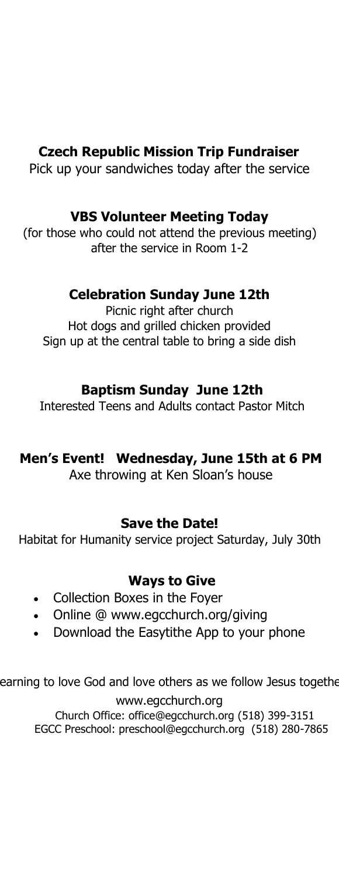**Czech Republic Mission Trip Fundraiser**

Pick up your sandwiches today after the service

**VBS Volunteer Meeting Today**

(for those who could not attend the previous meeting) after the service in Room 1-2

**Celebration Sunday June 12th**

Picnic right after church

Hot dogs and grilled chicken provided

Sign up at the central table to bring a side dish

**Baptism Sunday June 12th**

Interested Teens and Adults contact Pastor Mitch

**Men's Event! Wednesday, June 15th at 6 PM**

Axe throwing at Ken Sloan's house

**Save the Date!**

Habitat for Humanity service project Saturday, July 30th

**Ways to Give**

- Collection Boxes in the Foyer
- Online @ www.egcchurch.org/giving
- Download the Easytithe App to your phone

earning to love God and love others as we follow Jesus togethe

www.egcchurch.org

Church Office: office@egcchurch.org (518) 399-3151

EGCC Preschool: preschool@egcchurch.org (518) 280-7865